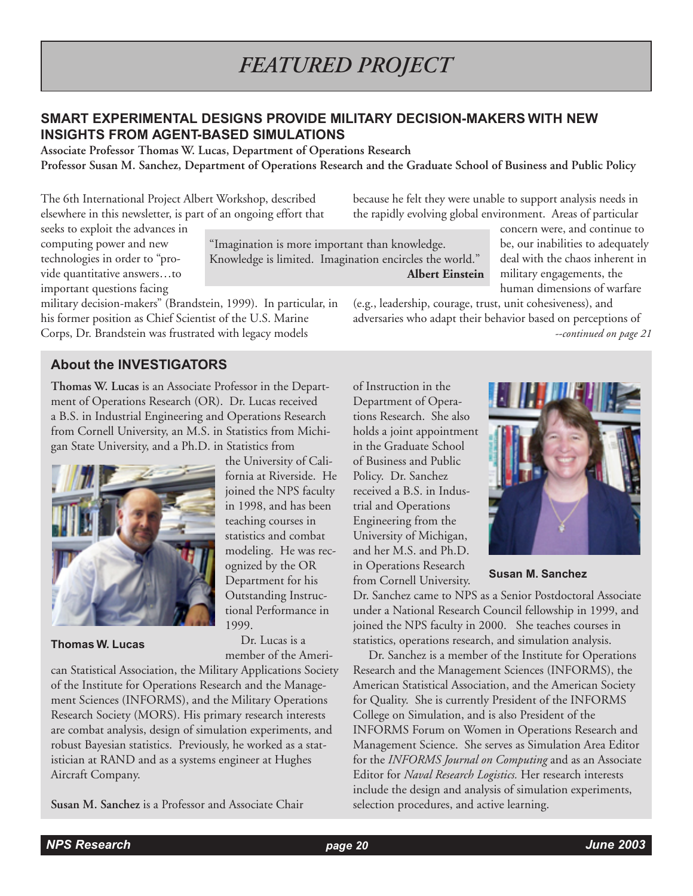# FEATURED PROJECT

## SMART EXPERIMENTAL DESIGNS PROVIDE MILITARY DECISION-MAKERS WITH NEW INSIGHTS FROM AGENT-BASED SIMULATIONS

**Associate Professor Thomas W. Lucas, Department of Operations Research**
**Professor Susan M. Sanchez, Department of Operations Research and the Graduate School of Business and Public Policy**

> "Imagination is more important than knowledge. Knowledge is limited. Imagination encircles the world."
> **Albert Einstein**

The 6th International Project Albert Workshop, described elsewhere in this newsletter, is part of an ongoing effort that seeks to exploit the advances in computing power and new technologies in order to "provide quantitative answers…to important questions facing military decision-makers" (Brandstein, 1999). In particular, in his former position as Chief Scientist of the U.S. Marine Corps, Dr. Brandstein was frustrated with legacy models because he felt they were unable to support analysis needs in the rapidly evolving global environment. Areas of particular concern were, and continue to be, our inabilities to adequately deal with the chaos inherent in military engagements, the human dimensions of warfare (e.g., leadership, courage, trust, unit cohesiveness), and adversaries who adapt their behavior based on perceptions of

*--continued on page 21*

### About the INVESTIGATORS

**Thomas W. Lucas** is an Associate Professor in the Department of Operations Research (OR). Dr. Lucas received a B.S. in Industrial Engineering and Operations Research from Cornell University, an M.S. in Statistics from Michigan State University, and a Ph.D. in Statistics from the University of California at Riverside. He joined the NPS faculty in 1998, and has been teaching courses in statistics and combat modeling. He was recognized by the OR Department for his Outstanding Instructional Performance in 1999.

**Thomas W. Lucas**

Dr. Lucas is a member of the American Statistical Association, the Military Applications Society of the Institute for Operations Research and the Management Sciences (INFORMS), and the Military Operations Research Society (MORS). His primary research interests are combat analysis, design of simulation experiments, and robust Bayesian statistics. Previously, he worked as a statistician at RAND and as a systems engineer at Hughes Aircraft Company.

**Susan M. Sanchez** is a Professor and Associate Chair of Instruction in the Department of Operations Research. She also holds a joint appointment in the Graduate School of Business and Public Policy. Dr. Sanchez received a B.S. in Industrial and Operations Engineering from the University of Michigan, and her M.S. and Ph.D. in Operations Research from Cornell University. Dr. Sanchez came to NPS as a Senior Postdoctoral Associate under a National Research Council fellowship in 1999, and joined the NPS faculty in 2000. She teaches courses in statistics, operations research, and simulation analysis.

**Susan M. Sanchez**

Dr. Sanchez is a member of the Institute for Operations Research and the Management Sciences (INFORMS), the American Statistical Association, and the American Society for Quality. She is currently President of the INFORMS College on Simulation, and is also President of the INFORMS Forum on Women in Operations Research and Management Science. She serves as Simulation Area Editor for the *INFORMS Journal on Computing* and as an Associate Editor for *Naval Research Logistics.* Her research interests include the design and analysis of simulation experiments, selection procedures, and active learning.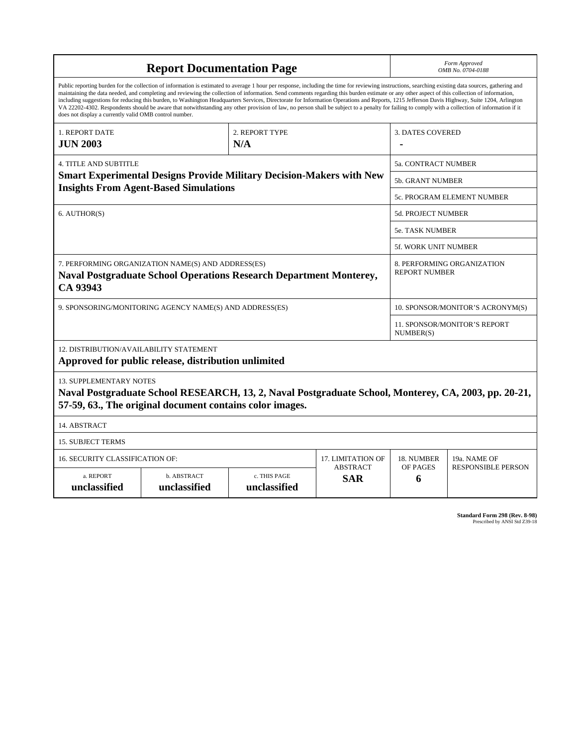# Report Documentation Page

*Form Approved*
*OMB No. 0704-0188*

Public reporting burden for the collection of information is estimated to average 1 hour per response, including the time for reviewing instructions, searching existing data sources, gathering and maintaining the data needed, and completing and reviewing the collection of information. Send comments regarding this burden estimate or any other aspect of this collection of information, including suggestions for reducing this burden, to Washington Headquarters Services, Directorate for Information Operations and Reports, 1215 Jefferson Davis Highway, Suite 1204, Arlington VA 22202-4302. Respondents should be aware that notwithstanding any other provision of law, no person shall be subject to a penalty for failing to comply with a collection of information if it does not display a currently valid OMB control number.

| 1. REPORT DATE | 2. REPORT TYPE | 3. DATES COVERED |
|---|---|---|
| **JUN 2003** | **N/A** | **-** |

| 4. TITLE AND SUBTITLE | |
|---|---|
| **Smart Experimental Designs Provide Military Decision-Makers with New Insights From Agent-Based Simulations** | 5a. CONTRACT NUMBER |
| | 5b. GRANT NUMBER |
| | 5c. PROGRAM ELEMENT NUMBER |
| 6. AUTHOR(S) | 5d. PROJECT NUMBER |
| | 5e. TASK NUMBER |
| | 5f. WORK UNIT NUMBER |
| 7. PERFORMING ORGANIZATION NAME(S) AND ADDRESS(ES) **Naval Postgraduate School Operations Research Department Monterey, CA 93943** | 8. PERFORMING ORGANIZATION REPORT NUMBER |
| 9. SPONSORING/MONITORING AGENCY NAME(S) AND ADDRESS(ES) | 10. SPONSOR/MONITOR'S ACRONYM(S) |
| | 11. SPONSOR/MONITOR'S REPORT NUMBER(S) |

12. DISTRIBUTION/AVAILABILITY STATEMENT
**Approved for public release, distribution unlimited**

13. SUPPLEMENTARY NOTES
**Naval Postgraduate School RESEARCH, 13, 2, Naval Postgraduate School, Monterey, CA, 2003, pp. 20-21, 57-59, 63., The original document contains color images.**

14. ABSTRACT

15. SUBJECT TERMS

| 16. SECURITY CLASSIFICATION OF: | | | 17. LIMITATION OF ABSTRACT | 18. NUMBER OF PAGES | 19a. NAME OF RESPONSIBLE PERSON |
|---|---|---|---|---|---|
| a. REPORT | b. ABSTRACT | c. THIS PAGE | | | |
| **unclassified** | **unclassified** | **unclassified** | **SAR** | **6** | |

**Standard Form 298 (Rev. 8-98)**
Prescribed by ANSI Std Z39-18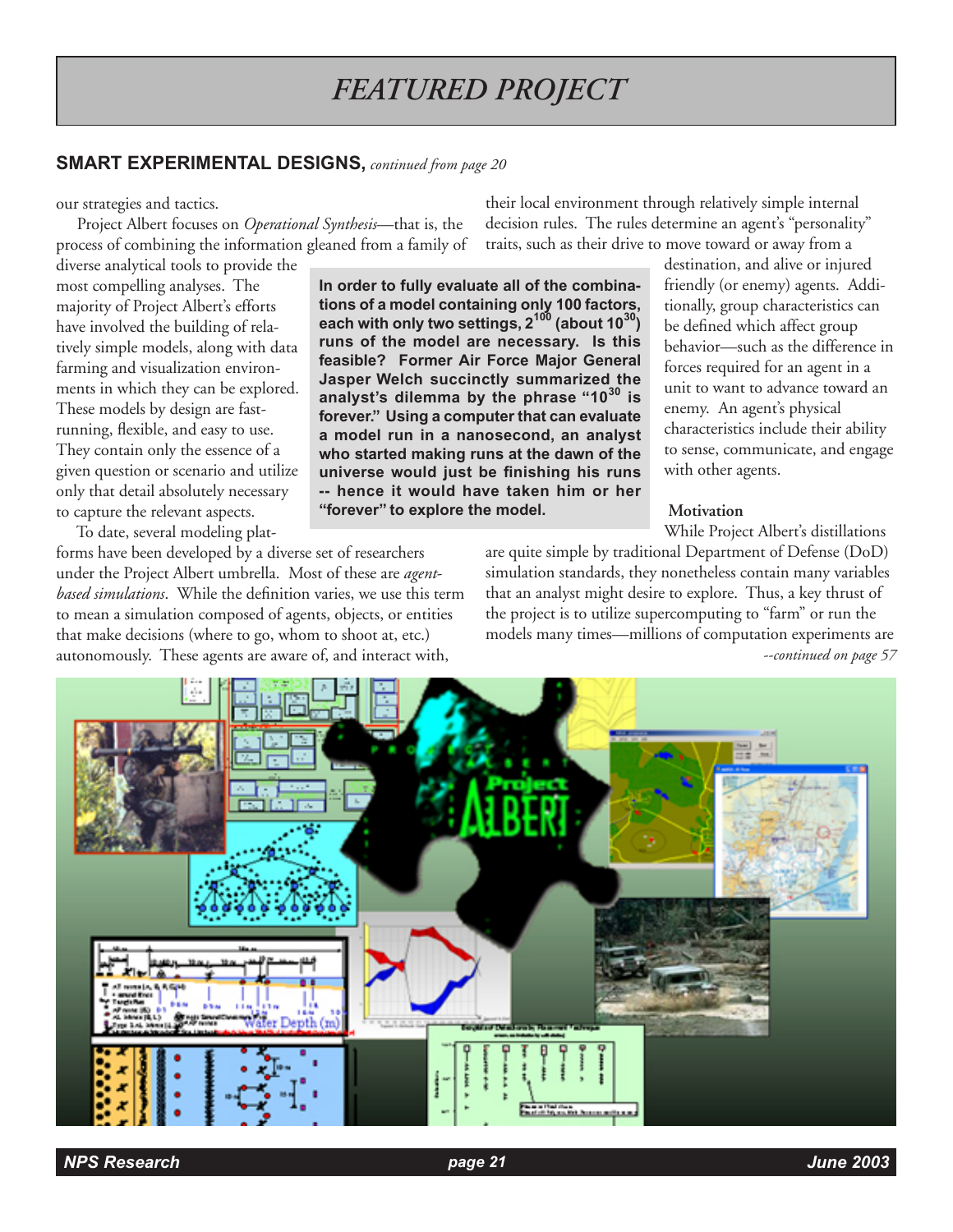# FEATURED PROJECT

## SMART EXPERIMENTAL DESIGNS, *continued from page 20*

our strategies and tactics.

Project Albert focuses on *Operational Synthesis*—that is, the process of combining the information gleaned from a family of diverse analytical tools to provide the most compelling analyses. The majority of Project Albert's efforts have involved the building of relatively simple models, along with data farming and visualization environments in which they can be explored. These models by design are fast-running, flexible, and easy to use. They contain only the essence of a given question or scenario and utilize only that detail absolutely necessary to capture the relevant aspects.

To date, several modeling platforms have been developed by a diverse set of researchers under the Project Albert umbrella. Most of these are *agent-based simulations*. While the definition varies, we use this term to mean a simulation composed of agents, objects, or entities that make decisions (where to go, whom to shoot at, etc.) autonomously. These agents are aware of, and interact with, their local environment through relatively simple internal decision rules. The rules determine an agent's "personality" traits, such as their drive to move toward or away from a destination, and alive or injured friendly (or enemy) agents. Additionally, group characteristics can be defined which affect group behavior—such as the difference in forces required for an agent in a unit to want to advance toward an enemy. An agent's physical characteristics include their ability to sense, communicate, and engage with other agents.

**In order to fully evaluate all of the combinations of a model containing only 100 factors, each with only two settings, $2^{100}$ (about $10^{30}$) runs of the model are necessary. Is this feasible? Former Air Force Major General Jasper Welch succinctly summarized the analyst's dilemma by the phrase "$10^{30}$ is forever." Using a computer that can evaluate a model run in a nanosecond, an analyst who started making runs at the dawn of the universe would just be finishing his runs -- hence it would have taken him or her "forever" to explore the model.**

### Motivation

While Project Albert's distillations are quite simple by traditional Department of Defense (DoD) simulation standards, they nonetheless contain many variables that an analyst might desire to explore. Thus, a key thrust of the project is to utilize supercomputing to "farm" or run the models many times—millions of computation experiments are

*--continued on page 57*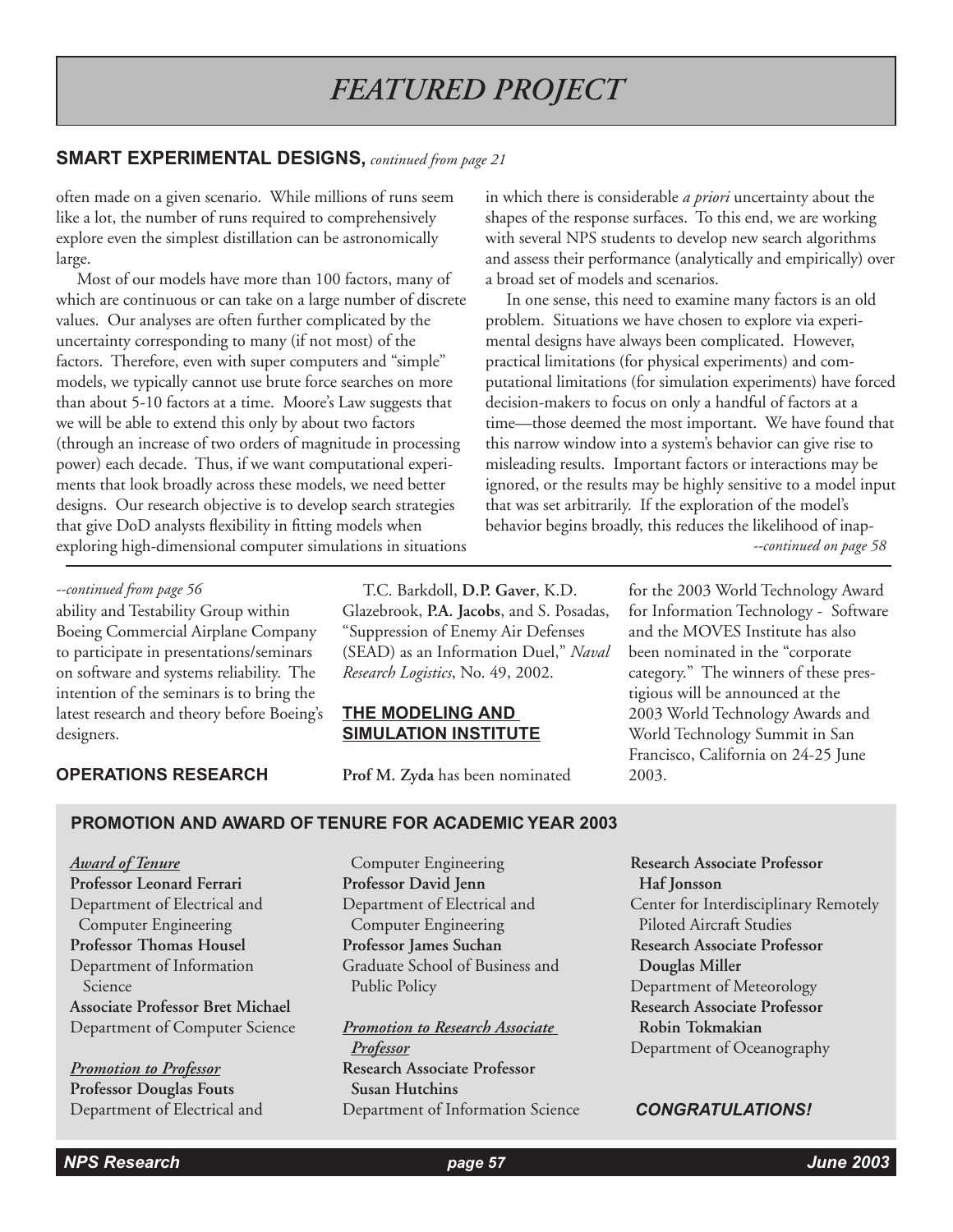# FEATURED PROJECT

## SMART EXPERIMENTAL DESIGNS, *continued from page 21*

often made on a given scenario. While millions of runs seem like a lot, the number of runs required to comprehensively explore even the simplest distillation can be astronomically large.

Most of our models have more than 100 factors, many of which are continuous or can take on a large number of discrete values. Our analyses are often further complicated by the uncertainty corresponding to many (if not most) of the factors. Therefore, even with super computers and "simple" models, we typically cannot use brute force searches on more than about 5-10 factors at a time. Moore's Law suggests that we will be able to extend this only by about two factors (through an increase of two orders of magnitude in processing power) each decade. Thus, if we want computational experiments that look broadly across these models, we need better designs. Our research objective is to develop search strategies that give DoD analysts flexibility in fitting models when exploring high-dimensional computer simulations in situations in which there is considerable *a priori* uncertainty about the shapes of the response surfaces. To this end, we are working with several NPS students to develop new search algorithms and assess their performance (analytically and empirically) over a broad set of models and scenarios.

In one sense, this need to examine many factors is an old problem. Situations we have chosen to explore via experimental designs have always been complicated. However, practical limitations (for physical experiments) and computational limitations (for simulation experiments) have forced decision-makers to focus on only a handful of factors at a time—those deemed the most important. We have found that this narrow window into a system's behavior can give rise to misleading results. Important factors or interactions may be ignored, or the results may be highly sensitive to a model input that was set arbitrarily. If the exploration of the model's behavior begins broadly, this reduces the likelihood of inap-

*--continued on page 58*

---

*--continued from page 56*

ability and Testability Group within Boeing Commercial Airplane Company to participate in presentations/seminars on software and systems reliability. The intention of the seminars is to bring the latest research and theory before Boeing's designers.

### OPERATIONS RESEARCH

T.C. Barkdoll, **D.P. Gaver**, K.D. Glazebrook, **P.A. Jacobs**, and S. Posadas, "Suppression of Enemy Air Defenses (SEAD) as an Information Duel," *Naval Research Logistics*, No. 49, 2002.

### THE MODELING AND SIMULATION INSTITUTE

**Prof M. Zyda** has been nominated for the 2003 World Technology Award for Information Technology - Software and the MOVES Institute has also been nominated in the "corporate category." The winners of these prestigious will be announced at the 2003 World Technology Awards and World Technology Summit in San Francisco, California on 24-25 June 2003.

## PROMOTION AND AWARD OF TENURE FOR ACADEMIC YEAR 2003

***Award of Tenure***

**Professor Leonard Ferrari**
Department of Electrical and Computer Engineering

**Professor Thomas Housel**
Department of Information Science

**Associate Professor Bret Michael**
Department of Computer Science

***Promotion to Professor***

**Professor Douglas Fouts**
Department of Electrical and Computer Engineering

**Professor David Jenn**
Department of Electrical and Computer Engineering

**Professor James Suchan**
Graduate School of Business and Public Policy

***Promotion to Research Associate Professor***

**Research Associate Professor Susan Hutchins**
Department of Information Science

**Research Associate Professor Haf Jonsson**
Center for Interdisciplinary Remotely Piloted Aircraft Studies

**Research Associate Professor Douglas Miller**
Department of Meteorology

**Research Associate Professor Robin Tokmakian**
Department of Oceanography

***CONGRATULATIONS!***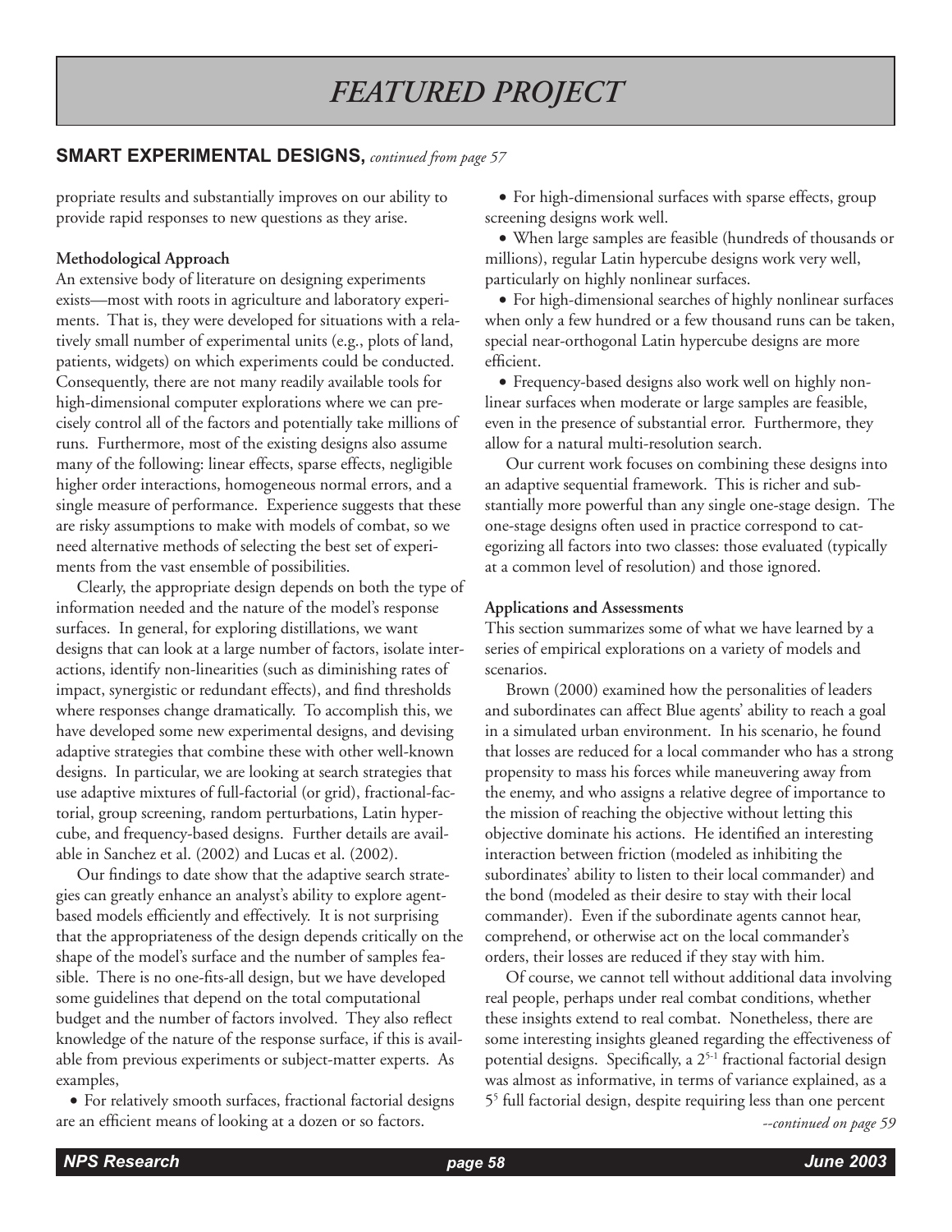# FEATURED PROJECT

## SMART EXPERIMENTAL DESIGNS, *continued from page 57*

propriate results and substantially improves on our ability to provide rapid responses to new questions as they arise.

**Methodological Approach**

An extensive body of literature on designing experiments exists—most with roots in agriculture and laboratory experiments. That is, they were developed for situations with a relatively small number of experimental units (e.g., plots of land, patients, widgets) on which experiments could be conducted. Consequently, there are not many readily available tools for high-dimensional computer explorations where we can precisely control all of the factors and potentially take millions of runs. Furthermore, most of the existing designs also assume many of the following: linear effects, sparse effects, negligible higher order interactions, homogeneous normal errors, and a single measure of performance. Experience suggests that these are risky assumptions to make with models of combat, so we need alternative methods of selecting the best set of experiments from the vast ensemble of possibilities.

Clearly, the appropriate design depends on both the type of information needed and the nature of the model's response surfaces. In general, for exploring distillations, we want designs that can look at a large number of factors, isolate interactions, identify non-linearities (such as diminishing rates of impact, synergistic or redundant effects), and find thresholds where responses change dramatically. To accomplish this, we have developed some new experimental designs, and devising adaptive strategies that combine these with other well-known designs. In particular, we are looking at search strategies that use adaptive mixtures of full-factorial (or grid), fractional-factorial, group screening, random perturbations, Latin hypercube, and frequency-based designs. Further details are available in Sanchez et al. (2002) and Lucas et al. (2002).

Our findings to date show that the adaptive search strategies can greatly enhance an analyst's ability to explore agent-based models efficiently and effectively. It is not surprising that the appropriateness of the design depends critically on the shape of the model's surface and the number of samples feasible. There is no one-fits-all design, but we have developed some guidelines that depend on the total computational budget and the number of factors involved. They also reflect knowledge of the nature of the response surface, if this is available from previous experiments or subject-matter experts. As examples,

- For relatively smooth surfaces, fractional factorial designs are an efficient means of looking at a dozen or so factors.
- For high-dimensional surfaces with sparse effects, group screening designs work well.
- When large samples are feasible (hundreds of thousands or millions), regular Latin hypercube designs work very well, particularly on highly nonlinear surfaces.
- For high-dimensional searches of highly nonlinear surfaces when only a few hundred or a few thousand runs can be taken, special near-orthogonal Latin hypercube designs are more efficient.
- Frequency-based designs also work well on highly nonlinear surfaces when moderate or large samples are feasible, even in the presence of substantial error. Furthermore, they allow for a natural multi-resolution search.

Our current work focuses on combining these designs into an adaptive sequential framework. This is richer and substantially more powerful than any single one-stage design. The one-stage designs often used in practice correspond to categorizing all factors into two classes: those evaluated (typically at a common level of resolution) and those ignored.

**Applications and Assessments**

This section summarizes some of what we have learned by a series of empirical explorations on a variety of models and scenarios.

Brown (2000) examined how the personalities of leaders and subordinates can affect Blue agents' ability to reach a goal in a simulated urban environment. In his scenario, he found that losses are reduced for a local commander who has a strong propensity to mass his forces while maneuvering away from the enemy, and who assigns a relative degree of importance to the mission of reaching the objective without letting this objective dominate his actions. He identified an interesting interaction between friction (modeled as inhibiting the subordinates' ability to listen to their local commander) and the bond (modeled as their desire to stay with their local commander). Even if the subordinate agents cannot hear, comprehend, or otherwise act on the local commander's orders, their losses are reduced if they stay with him.

Of course, we cannot tell without additional data involving real people, perhaps under real combat conditions, whether these insights extend to real combat. Nonetheless, there are some interesting insights gleaned regarding the effectiveness of potential designs. Specifically, a $2^{5-1}$ fractional factorial design was almost as informative, in terms of variance explained, as a $5^5$ full factorial design, despite requiring less than one percent

*--continued on page 59*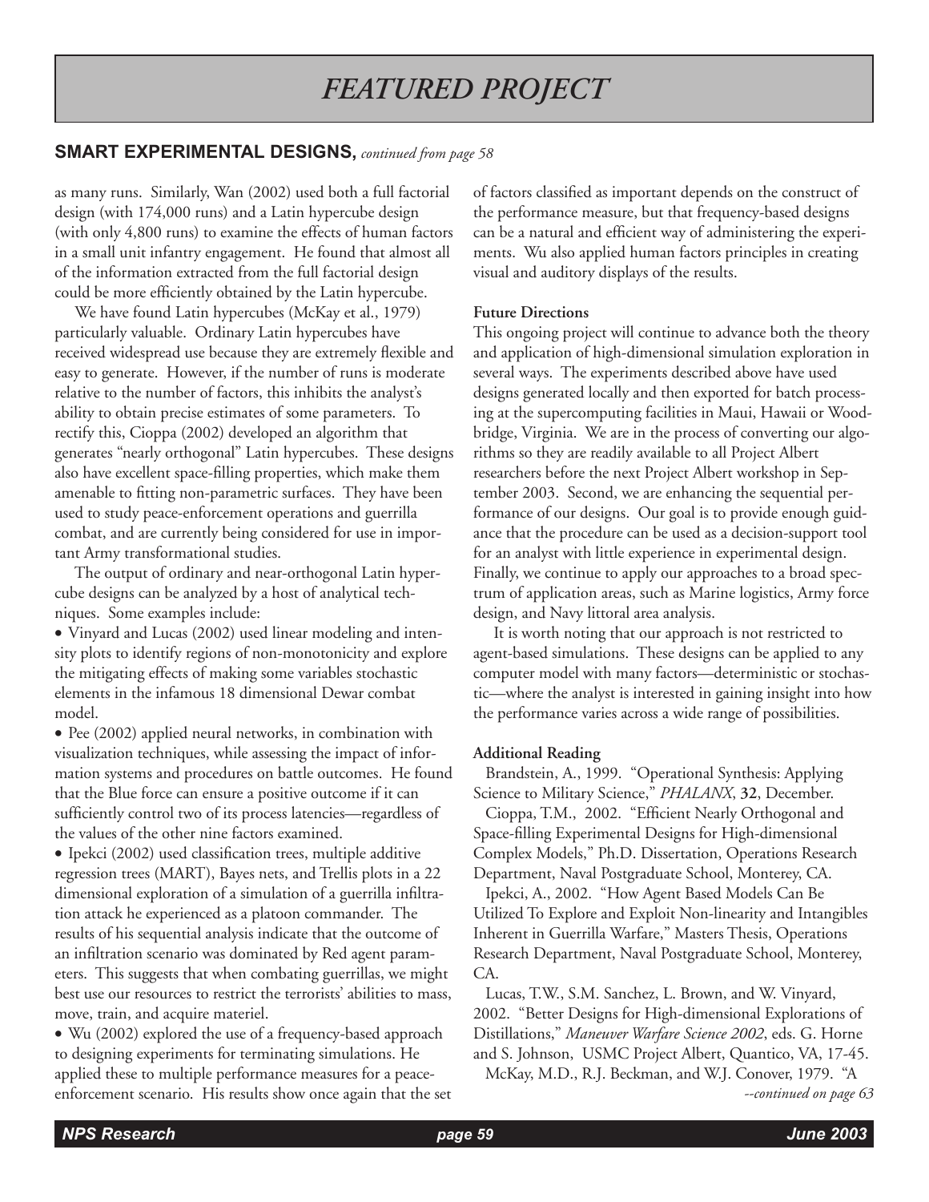# FEATURED PROJECT

## SMART EXPERIMENTAL DESIGNS, *continued from page 58*

as many runs. Similarly, Wan (2002) used both a full factorial design (with 174,000 runs) and a Latin hypercube design (with only 4,800 runs) to examine the effects of human factors in a small unit infantry engagement. He found that almost all of the information extracted from the full factorial design could be more efficiently obtained by the Latin hypercube.

We have found Latin hypercubes (McKay et al., 1979) particularly valuable. Ordinary Latin hypercubes have received widespread use because they are extremely flexible and easy to generate. However, if the number of runs is moderate relative to the number of factors, this inhibits the analyst's ability to obtain precise estimates of some parameters. To rectify this, Cioppa (2002) developed an algorithm that generates "nearly orthogonal" Latin hypercubes. These designs also have excellent space-filling properties, which make them amenable to fitting non-parametric surfaces. They have been used to study peace-enforcement operations and guerrilla combat, and are currently being considered for use in important Army transformational studies.

The output of ordinary and near-orthogonal Latin hypercube designs can be analyzed by a host of analytical techniques. Some examples include:

- Vinyard and Lucas (2002) used linear modeling and intensity plots to identify regions of non-monotonicity and explore the mitigating effects of making some variables stochastic elements in the infamous 18 dimensional Dewar combat model.
- Pee (2002) applied neural networks, in combination with visualization techniques, while assessing the impact of information systems and procedures on battle outcomes. He found that the Blue force can ensure a positive outcome if it can sufficiently control two of its process latencies—regardless of the values of the other nine factors examined.
- Ipekci (2002) used classification trees, multiple additive regression trees (MART), Bayes nets, and Trellis plots in a 22 dimensional exploration of a simulation of a guerrilla infiltration attack he experienced as a platoon commander. The results of his sequential analysis indicate that the outcome of an infiltration scenario was dominated by Red agent parameters. This suggests that when combating guerrillas, we might best use our resources to restrict the terrorists' abilities to mass, move, train, and acquire materiel.
- Wu (2002) explored the use of a frequency-based approach to designing experiments for terminating simulations. He applied these to multiple performance measures for a peace-enforcement scenario. His results show once again that the set of factors classified as important depends on the construct of the performance measure, but that frequency-based designs can be a natural and efficient way of administering the experiments. Wu also applied human factors principles in creating visual and auditory displays of the results.

### Future Directions

This ongoing project will continue to advance both the theory and application of high-dimensional simulation exploration in several ways. The experiments described above have used designs generated locally and then exported for batch processing at the supercomputing facilities in Maui, Hawaii or Woodbridge, Virginia. We are in the process of converting our algorithms so they are readily available to all Project Albert researchers before the next Project Albert workshop in September 2003. Second, we are enhancing the sequential performance of our designs. Our goal is to provide enough guidance that the procedure can be used as a decision-support tool for an analyst with little experience in experimental design. Finally, we continue to apply our approaches to a broad spectrum of application areas, such as Marine logistics, Army force design, and Navy littoral area analysis.

It is worth noting that our approach is not restricted to agent-based simulations. These designs can be applied to any computer model with many factors—deterministic or stochastic—where the analyst is interested in gaining insight into how the performance varies across a wide range of possibilities.

### Additional Reading

Brandstein, A., 1999. "Operational Synthesis: Applying Science to Military Science," *PHALANX*, **32**, December.

Cioppa, T.M., 2002. "Efficient Nearly Orthogonal and Space-filling Experimental Designs for High-dimensional Complex Models," Ph.D. Dissertation, Operations Research Department, Naval Postgraduate School, Monterey, CA.

Ipekci, A., 2002. "How Agent Based Models Can Be Utilized To Explore and Exploit Non-linearity and Intangibles Inherent in Guerrilla Warfare," Masters Thesis, Operations Research Department, Naval Postgraduate School, Monterey, CA.

Lucas, T.W., S.M. Sanchez, L. Brown, and W. Vinyard, 2002. "Better Designs for High-dimensional Explorations of Distillations," *Maneuver Warfare Science 2002*, eds. G. Horne and S. Johnson, USMC Project Albert, Quantico, VA, 17-45.

McKay, M.D., R.J. Beckman, and W.J. Conover, 1979. "A

*--continued on page 63*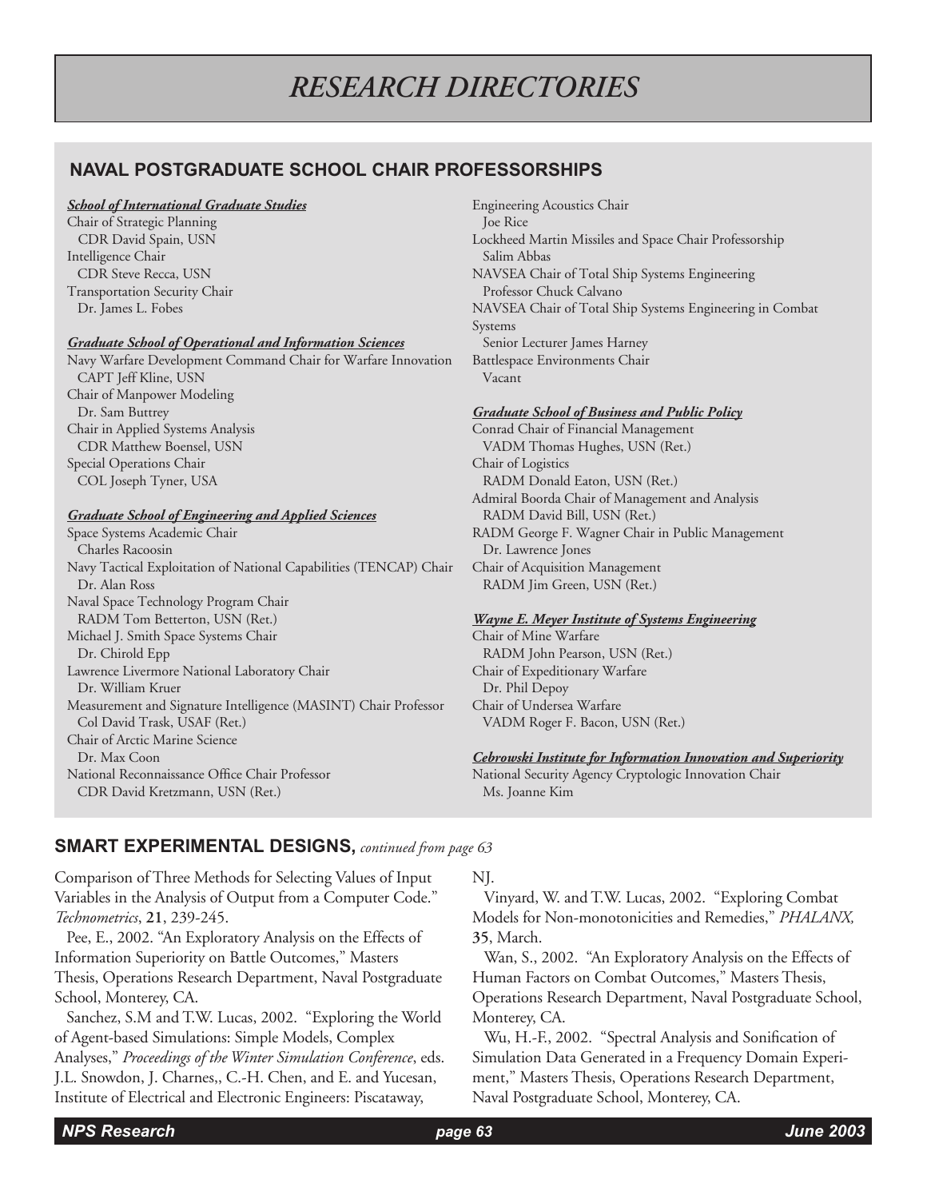# RESEARCH DIRECTORIES

## NAVAL POSTGRADUATE SCHOOL CHAIR PROFESSORSHIPS

***School of International Graduate Studies***

Chair of Strategic Planning
  CDR David Spain, USN
Intelligence Chair
  CDR Steve Recca, USN
Transportation Security Chair
  Dr. James L. Fobes

***Graduate School of Operational and Information Sciences***

Navy Warfare Development Command Chair for Warfare Innovation
  CAPT Jeff Kline, USN
Chair of Manpower Modeling
  Dr. Sam Buttrey
Chair in Applied Systems Analysis
  CDR Matthew Boensel, USN
Special Operations Chair
  COL Joseph Tyner, USA

***Graduate School of Engineering and Applied Sciences***

Space Systems Academic Chair
  Charles Racoosin
Navy Tactical Exploitation of National Capabilities (TENCAP) Chair
  Dr. Alan Ross
Naval Space Technology Program Chair
  RADM Tom Betterton, USN (Ret.)
Michael J. Smith Space Systems Chair
  Dr. Chirold Epp
Lawrence Livermore National Laboratory Chair
  Dr. William Kruer
Measurement and Signature Intelligence (MASINT) Chair Professor
  Col David Trask, USAF (Ret.)
Chair of Arctic Marine Science
  Dr. Max Coon
National Reconnaissance Office Chair Professor
  CDR David Kretzmann, USN (Ret.)
Engineering Acoustics Chair
  Joe Rice
Lockheed Martin Missiles and Space Chair Professorship
  Salim Abbas
NAVSEA Chair of Total Ship Systems Engineering
  Professor Chuck Calvano
NAVSEA Chair of Total Ship Systems Engineering in Combat Systems
  Senior Lecturer James Harney
Battlespace Environments Chair
  Vacant

***Graduate School of Business and Public Policy***

Conrad Chair of Financial Management
  VADM Thomas Hughes, USN (Ret.)
Chair of Logistics
  RADM Donald Eaton, USN (Ret.)
Admiral Boorda Chair of Management and Analysis
  RADM David Bill, USN (Ret.)
RADM George F. Wagner Chair in Public Management
  Dr. Lawrence Jones
Chair of Acquisition Management
  RADM Jim Green, USN (Ret.)

***Wayne E. Meyer Institute of Systems Engineering***

Chair of Mine Warfare
  RADM John Pearson, USN (Ret.)
Chair of Expeditionary Warfare
  Dr. Phil Depoy
Chair of Undersea Warfare
  VADM Roger F. Bacon, USN (Ret.)

***Cebrowski Institute for Information Innovation and Superiority***

National Security Agency Cryptologic Innovation Chair
  Ms. Joanne Kim

## SMART EXPERIMENTAL DESIGNS, *continued from page 63*

Comparison of Three Methods for Selecting Values of Input Variables in the Analysis of Output from a Computer Code." *Technometrics*, **21**, 239-245.

Pee, E., 2002. "An Exploratory Analysis on the Effects of Information Superiority on Battle Outcomes," Masters Thesis, Operations Research Department, Naval Postgraduate School, Monterey, CA.

Sanchez, S.M and T.W. Lucas, 2002. "Exploring the World of Agent-based Simulations: Simple Models, Complex Analyses," *Proceedings of the Winter Simulation Conference*, eds. J.L. Snowdon, J. Charnes,, C.-H. Chen, and E. and Yucesan, Institute of Electrical and Electronic Engineers: Piscataway, NJ.

Vinyard, W. and T.W. Lucas, 2002. "Exploring Combat Models for Non-monotonicities and Remedies," *PHALANX,* **35**, March.

Wan, S., 2002. "An Exploratory Analysis on the Effects of Human Factors on Combat Outcomes," Masters Thesis, Operations Research Department, Naval Postgraduate School, Monterey, CA.

Wu, H.-F., 2002. "Spectral Analysis and Sonification of Simulation Data Generated in a Frequency Domain Experiment," Masters Thesis, Operations Research Department, Naval Postgraduate School, Monterey, CA.